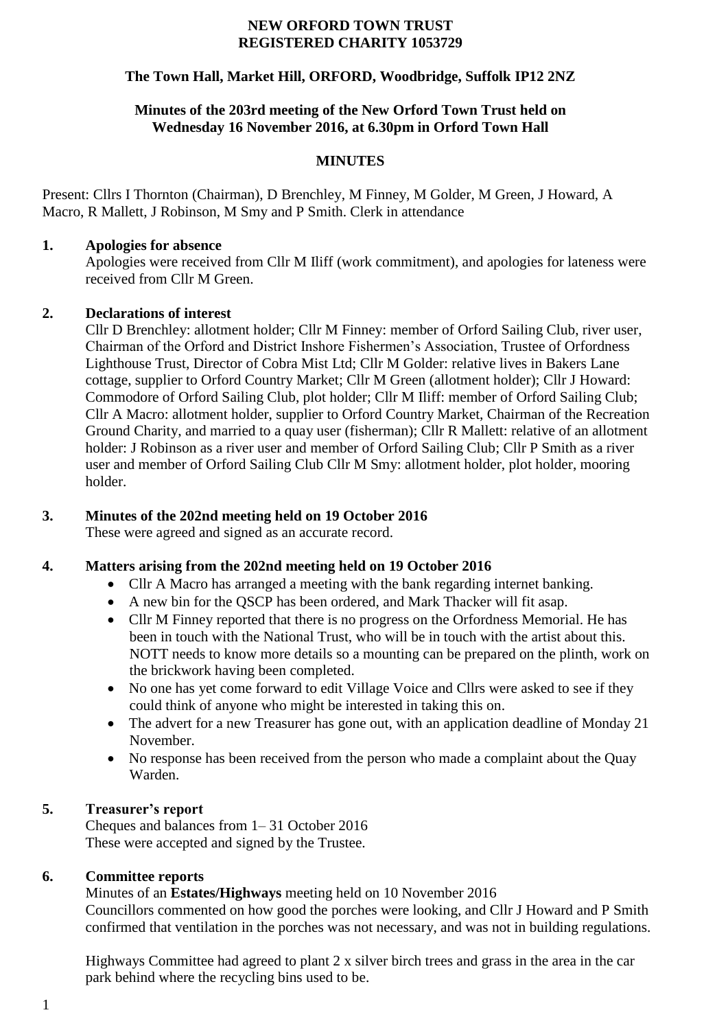**NEW ORFORD TOWN TRUST**
**REGISTERED CHARITY 1053729**

**The Town Hall, Market Hill, ORFORD, Woodbridge, Suffolk IP12 2NZ**

**Minutes of the 203rd meeting of the New Orford Town Trust held on Wednesday 16 November 2016, at 6.30pm in Orford Town Hall**

## MINUTES

Present: Cllrs I Thornton (Chairman), D Brenchley, M Finney, M Golder, M Green, J Howard, A Macro, R Mallett, J Robinson, M Smy and P Smith. Clerk in attendance

### 1. Apologies for absence

Apologies were received from Cllr M Iliff (work commitment), and apologies for lateness were received from Cllr M Green.

### 2. Declarations of interest

Cllr D Brenchley: allotment holder; Cllr M Finney: member of Orford Sailing Club, river user, Chairman of the Orford and District Inshore Fishermen's Association, Trustee of Orfordness Lighthouse Trust, Director of Cobra Mist Ltd; Cllr M Golder: relative lives in Bakers Lane cottage, supplier to Orford Country Market; Cllr M Green (allotment holder); Cllr J Howard: Commodore of Orford Sailing Club, plot holder; Cllr M Iliff: member of Orford Sailing Club; Cllr A Macro: allotment holder, supplier to Orford Country Market, Chairman of the Recreation Ground Charity, and married to a quay user (fisherman); Cllr R Mallett: relative of an allotment holder: J Robinson as a river user and member of Orford Sailing Club; Cllr P Smith as a river user and member of Orford Sailing Club Cllr M Smy: allotment holder, plot holder, mooring holder.

### 3. Minutes of the 202nd meeting held on 19 October 2016

These were agreed and signed as an accurate record.

### 4. Matters arising from the 202nd meeting held on 19 October 2016

- Cllr A Macro has arranged a meeting with the bank regarding internet banking.
- A new bin for the QSCP has been ordered, and Mark Thacker will fit asap.
- Cllr M Finney reported that there is no progress on the Orfordness Memorial. He has been in touch with the National Trust, who will be in touch with the artist about this. NOTT needs to know more details so a mounting can be prepared on the plinth, work on the brickwork having been completed.
- No one has yet come forward to edit Village Voice and Cllrs were asked to see if they could think of anyone who might be interested in taking this on.
- The advert for a new Treasurer has gone out, with an application deadline of Monday 21 November.
- No response has been received from the person who made a complaint about the Quay Warden.

### 5. Treasurer's report

Cheques and balances from 1– 31 October 2016
These were accepted and signed by the Trustee.

### 6. Committee reports

Minutes of an **Estates/Highways** meeting held on 10 November 2016
Councillors commented on how good the porches were looking, and Cllr J Howard and P Smith confirmed that ventilation in the porches was not necessary, and was not in building regulations.

Highways Committee had agreed to plant 2 x silver birch trees and grass in the area in the car park behind where the recycling bins used to be.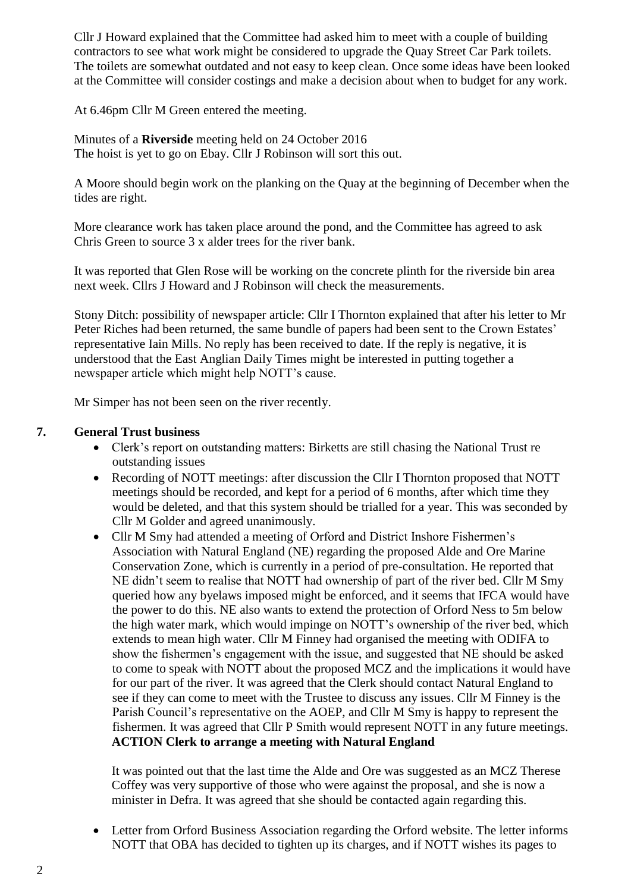Cllr J Howard explained that the Committee had asked him to meet with a couple of building contractors to see what work might be considered to upgrade the Quay Street Car Park toilets. The toilets are somewhat outdated and not easy to keep clean. Once some ideas have been looked at the Committee will consider costings and make a decision about when to budget for any work.

At 6.46pm Cllr M Green entered the meeting.

Minutes of a **Riverside** meeting held on 24 October 2016
The hoist is yet to go on Ebay. Cllr J Robinson will sort this out.

A Moore should begin work on the planking on the Quay at the beginning of December when the tides are right.

More clearance work has taken place around the pond, and the Committee has agreed to ask Chris Green to source 3 x alder trees for the river bank.

It was reported that Glen Rose will be working on the concrete plinth for the riverside bin area next week. Cllrs J Howard and J Robinson will check the measurements.

Stony Ditch: possibility of newspaper article: Cllr I Thornton explained that after his letter to Mr Peter Riches had been returned, the same bundle of papers had been sent to the Crown Estates' representative Iain Mills. No reply has been received to date. If the reply is negative, it is understood that the East Anglian Daily Times might be interested in putting together a newspaper article which might help NOTT's cause.

Mr Simper has not been seen on the river recently.

## 7. General Trust business

- Clerk's report on outstanding matters: Birketts are still chasing the National Trust re outstanding issues
- Recording of NOTT meetings: after discussion the Cllr I Thornton proposed that NOTT meetings should be recorded, and kept for a period of 6 months, after which time they would be deleted, and that this system should be trialled for a year. This was seconded by Cllr M Golder and agreed unanimously.
- Cllr M Smy had attended a meeting of Orford and District Inshore Fishermen's Association with Natural England (NE) regarding the proposed Alde and Ore Marine Conservation Zone, which is currently in a period of pre-consultation. He reported that NE didn't seem to realise that NOTT had ownership of part of the river bed. Cllr M Smy queried how any byelaws imposed might be enforced, and it seems that IFCA would have the power to do this. NE also wants to extend the protection of Orford Ness to 5m below the high water mark, which would impinge on NOTT's ownership of the river bed, which extends to mean high water. Cllr M Finney had organised the meeting with ODIFA to show the fishermen's engagement with the issue, and suggested that NE should be asked to come to speak with NOTT about the proposed MCZ and the implications it would have for our part of the river. It was agreed that the Clerk should contact Natural England to see if they can come to meet with the Trustee to discuss any issues. Cllr M Finney is the Parish Council's representative on the AOEP, and Cllr M Smy is happy to represent the fishermen. It was agreed that Cllr P Smith would represent NOTT in any future meetings.
  **ACTION Clerk to arrange a meeting with Natural England**

  It was pointed out that the last time the Alde and Ore was suggested as an MCZ Therese Coffey was very supportive of those who were against the proposal, and she is now a minister in Defra. It was agreed that she should be contacted again regarding this.

- Letter from Orford Business Association regarding the Orford website. The letter informs NOTT that OBA has decided to tighten up its charges, and if NOTT wishes its pages to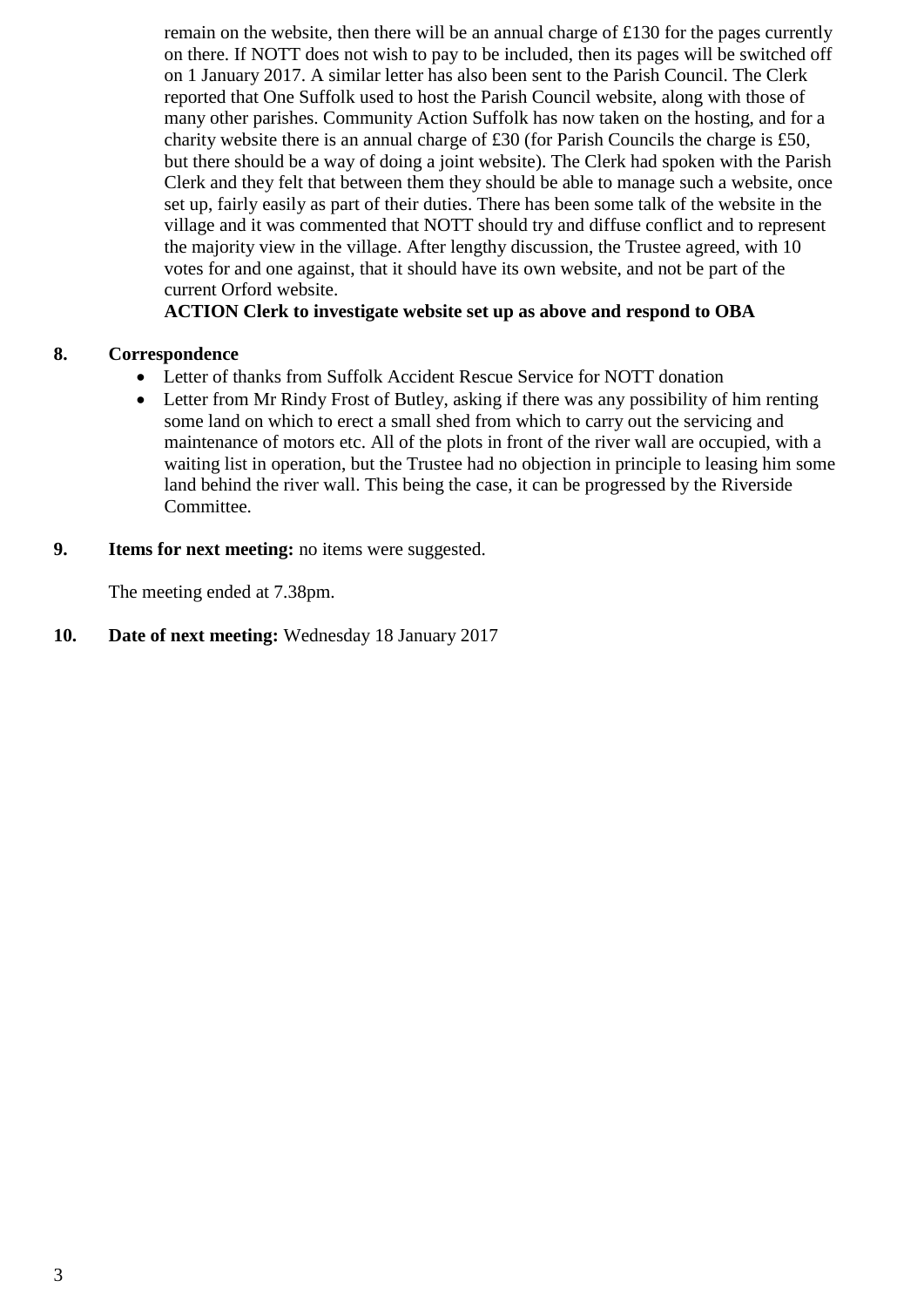remain on the website, then there will be an annual charge of £130 for the pages currently on there. If NOTT does not wish to pay to be included, then its pages will be switched off on 1 January 2017. A similar letter has also been sent to the Parish Council. The Clerk reported that One Suffolk used to host the Parish Council website, along with those of many other parishes. Community Action Suffolk has now taken on the hosting, and for a charity website there is an annual charge of £30 (for Parish Councils the charge is £50, but there should be a way of doing a joint website). The Clerk had spoken with the Parish Clerk and they felt that between them they should be able to manage such a website, once set up, fairly easily as part of their duties. There has been some talk of the website in the village and it was commented that NOTT should try and diffuse conflict and to represent the majority view in the village. After lengthy discussion, the Trustee agreed, with 10 votes for and one against, that it should have its own website, and not be part of the current Orford website.

**ACTION Clerk to investigate website set up as above and respond to OBA**

**8. Correspondence**

- Letter of thanks from Suffolk Accident Rescue Service for NOTT donation
- Letter from Mr Rindy Frost of Butley, asking if there was any possibility of him renting some land on which to erect a small shed from which to carry out the servicing and maintenance of motors etc. All of the plots in front of the river wall are occupied, with a waiting list in operation, but the Trustee had no objection in principle to leasing him some land behind the river wall. This being the case, it can be progressed by the Riverside Committee.

**9. Items for next meeting:** no items were suggested.

The meeting ended at 7.38pm.

**10. Date of next meeting:** Wednesday 18 January 2017